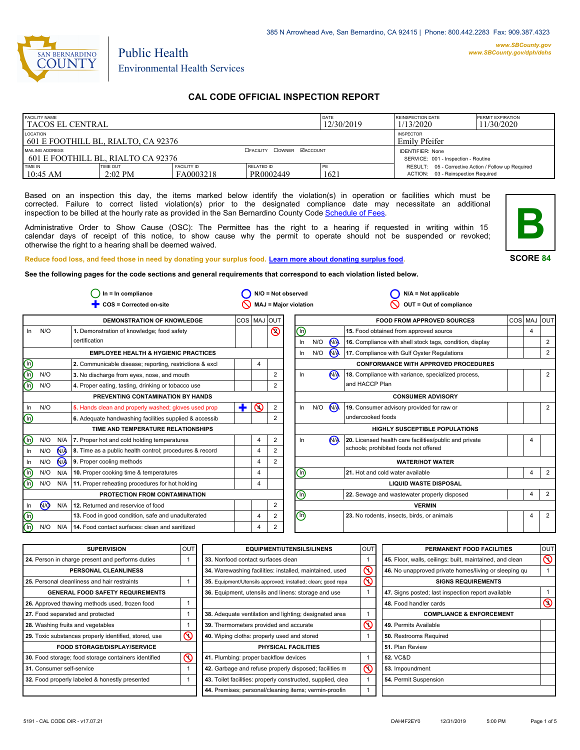385 N Arrowhead Ave, San Bernardino, CA 92415 | Phone: 800.442.2283 Fax: 909.387.4323

www.SBCounty.gov
www.SBCounty.gov/dph/dehs

SAN BERNARDINO COUNTY

Public Health
Environmental Health Services

# CAL CODE OFFICIAL INSPECTION REPORT

| FACILITY NAME | | | | DATE | REINSPECTION DATE | PERMIT EXPIRATION |
|---|---|---|---|---|---|---|
| TACOS EL CENTRAL | | | | 12/30/2019 | 1/13/2020 | 11/30/2020 |
| LOCATION | | | | | INSPECTOR | |
| 601 E FOOTHILL BL, RIALTO, CA 92376 | | | | | Emily Pfeifer | |
| MAILING ADDRESS | | ☐FACILITY ☐OWNER ☑ACCOUNT | | | IDENTIFIER: None | |
| 601 E FOOTHILL BL, RIALTO CA 92376 | | | | | SERVICE: 001 - Inspection - Routine | |
| TIME IN | TIME OUT | FACILITY ID | RELATED ID | PE | RESULT: 05 - Corrective Action / Follow up Required | |
| 10:45 AM | 2:02 PM | FA0003218 | PR0002449 | 1621 | ACTION: 03 - Reinspection Required | |

Based on an inspection this day, the items marked below identify the violation(s) in operation or facilities which must be corrected. Failure to correct listed violation(s) prior to the designated compliance date may necessitate an additional inspection to be billed at the hourly rate as provided in the San Bernardino County Code Schedule of Fees.

Administrative Order to Show Cause (OSC): The Permittee has the right to a hearing if requested in writing within 15 calendar days of receipt of this notice, to show cause why the permit to operate should not be suspended or revoked; otherwise the right to a hearing shall be deemed waived.

**B**

**SCORE 84**

Reduce food loss, and feed those in need by donating your surplus food. Learn more about donating surplus food.

**See the following pages for the code sections and general requirements that correspond to each violation listed below.**

In = In compliance | N/O = Not observed | N/A = Not applicable
COS = Corrected on-site | MAJ = Major violation | OUT = Out of compliance

| | | | Item | COS | MAJ | OUT |
|---|---|---|---|---|---|---|
| | | | **DEMONSTRATION OF KNOWLEDGE** | | | |
| In | N/O | | 1. Demonstration of knowledge; food safety certification | | | ⊘2 |
| | | | **EMPLOYEE HEALTH & HYGIENIC PRACTICES** | | | |
| (In) | | | 2. Communicable disease; reporting, restrictions & excl | | 4 | |
| (In) | N/O | | 3. No discharge from eyes, nose, and mouth | | | 2 |
| (In) | N/O | | 4. Proper eating, tasting, drinking or tobacco use | | | 2 |
| | | | **PREVENTING CONTAMINATION BY HANDS** | | | |
| In | N/O | | 5. Hands clean and properly washed; gloves used prop | ✚ | ⊘4 | 2 |
| (In) | | | 6. Adequate handwashing facilities supplied & accessib | | | 2 |
| | | | **TIME AND TEMPERATURE RELATIONSHIPS** | | | |
| (In) | N/O | N/A | 7. Proper hot and cold holding temperatures | | 4 | 2 |
| In | N/O | (N/A) | 8. Time as a public health control; procedures & record | | 4 | 2 |
| In | N/O | (N/A) | 9. Proper cooling methods | | 4 | 2 |
| (In) | N/O | N/A | 10. Proper cooking time & temperatures | | 4 | |
| (In) | N/O | N/A | 11. Proper reheating procedures for hot holding | | 4 | |
| | | | **PROTECTION FROM CONTAMINATION** | | | |
| In | (N/O) | N/A | 12. Returned and reservice of food | | | 2 |
| (In) | | | 13. Food in good condition, safe and unadulterated | | 4 | 2 |
| (In) | N/O | N/A | 14. Food contact surfaces: clean and sanitized | | 4 | 2 |

| | | | Item | COS | MAJ | OUT |
|---|---|---|---|---|---|---|
| | | | **FOOD FROM APPROVED SOURCES** | | | |
| (In) | | | 15. Food obtained from approved source | | 4 | |
| In | N/O | (N/A) | 16. Compliance with shell stock tags, condition, display | | | 2 |
| In | N/O | (N/A) | 17. Compliance with Gulf Oyster Regulations | | | 2 |
| | | | **CONFORMANCE WITH APPROVED PROCEDURES** | | | |
| In | | (N/A) | 18. Compliance with variance, specialized process, and HACCP Plan | | | 2 |
| | | | **CONSUMER ADVISORY** | | | |
| In | N/O | (N/A) | 19. Consumer advisory provided for raw or undercooked foods | | | 2 |
| | | | **HIGHLY SUSCEPTIBLE POPULATIONS** | | | |
| In | | (N/A) | 20. Licensed health care facilities/public and private schools; prohibited foods not offered | | 4 | |
| | | | **WATER/HOT WATER** | | | |
| (In) | | | 21. Hot and cold water available | | 4 | 2 |
| | | | **LIQUID WASTE DISPOSAL** | | | |
| (In) | | | 22. Sewage and wastewater properly disposed | | 4 | 2 |
| | | | **VERMIN** | | | |
| (In) | | | 23. No rodents, insects, birds, or animals | | 4 | 2 |

| SUPERVISION | OUT |
|---|---|
| 24. Person in charge present and performs duties | 1 |
| **PERSONAL CLEANLINESS** | |
| 25. Personal cleanliness and hair restraints | 1 |
| **GENERAL FOOD SAFETY REQUIREMENTS** | |
| 26. Approved thawing methods used, frozen food | 1 |
| 27. Food separated and protected | 1 |
| 28. Washing fruits and vegetables | 1 |
| 29. Toxic substances properly identified, stored, use | ⊘1 |
| **FOOD STORAGE/DISPLAY/SERVICE** | |
| 30. Food storage; food storage containers identified | ⊘1 |
| 31. Consumer self-service | 1 |
| 32. Food properly labeled & honestly presented | 1 |

| EQUIPMENT/UTENSILS/LINENS | OUT |
|---|---|
| 33. Nonfood contact surfaces clean | 1 |
| 34. Warewashing facilities: installed, maintained, used | ⊘1 |
| 35. Equipment/Utensils approved; installed; clean; good repa | ⊘1 |
| 36. Equipment, utensils and linens: storage and use | 1 |
| | |
| 38. Adequate ventilation and lighting; designated area | 1 |
| 39. Thermometers provided and accurate | ⊘1 |
| 40. Wiping cloths: properly used and stored | 1 |
| **PHYSICAL FACILITIES** | |
| 41. Plumbing: proper backflow devices | 1 |
| 42. Garbage and refuse properly disposed; facilities m | ⊘1 |
| 43. Toilet facilities: properly constructed, supplied, clea | 1 |
| 44. Premises; personal/cleaning items; vermin-proofin | 1 |

| PERMANENT FOOD FACILITIES | OUT |
|---|---|
| 45. Floor, walls, ceilings: built, maintained, and clean | ⊘1 |
| 46. No unapproved private homes/living or sleeping qu | 1 |
| **SIGNS REQUIREMENTS** | |
| 47. Signs posted; last inspection report available | 1 |
| 48. Food handler cards | ⊘3 |
| **COMPLIANCE & ENFORCEMENT** | |
| 49. Permits Available | |
| 50. Restrooms Required | |
| 51. Plan Review | |
| 52. VC&D | |
| 53. Impoundment | |
| 54. Permit Suspension | |

5191 - CAL CODE OIR - v17.07.21 DAH4F2EY0 12/31/2019 5:00 PM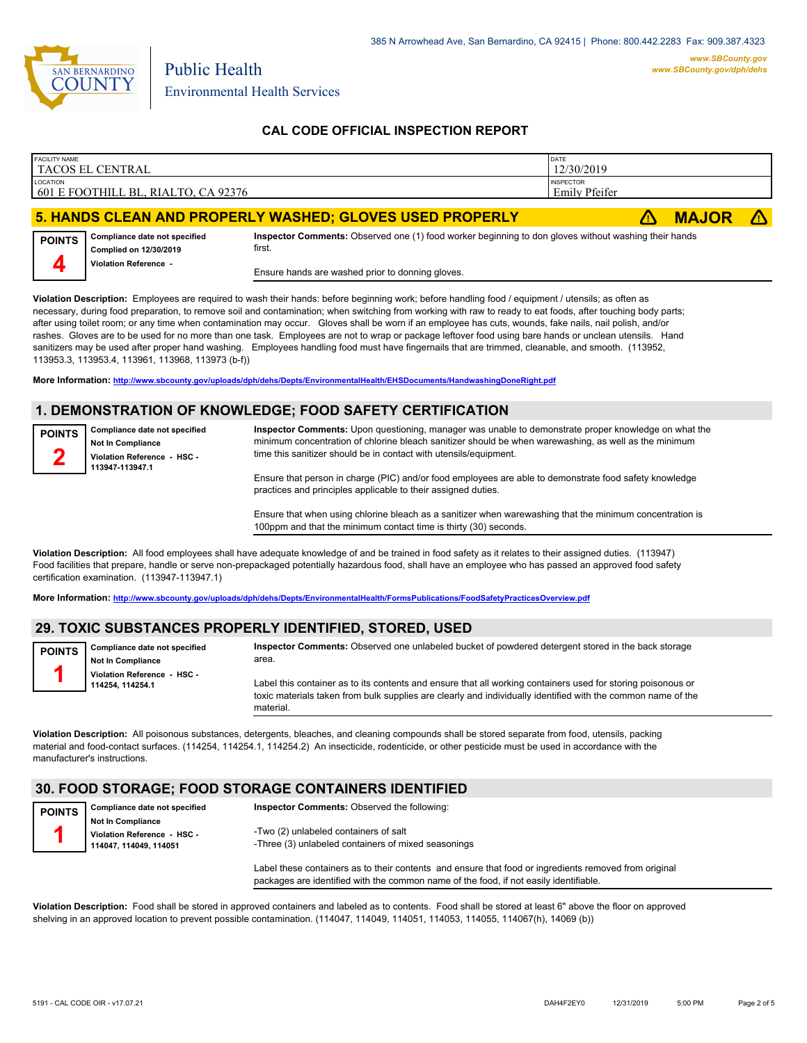## CAL CODE OFFICIAL INSPECTION REPORT

| FACILITY NAME | DATE |
|---|---|
| TACOS EL CENTRAL | 12/30/2019 |
| **LOCATION** | **INSPECTOR** |
| 601 E FOOTHILL BL, RIALTO, CA 92376 | Emily Pfeifer |

### 5. HANDS CLEAN AND PROPERLY WASHED; GLOVES USED PROPERLY — ⚠ MAJOR ⚠

**POINTS 4**

**Compliance date not specified**
**Complied on 12/30/2019**
**Violation Reference -**

**Inspector Comments:** Observed one (1) food worker beginning to don gloves without washing their hands first.

Ensure hands are washed prior to donning gloves.

**Violation Description:** Employees are required to wash their hands: before beginning work; before handling food / equipment / utensils; as often as necessary, during food preparation, to remove soil and contamination; when switching from working with raw to ready to eat foods, after touching body parts; after using toilet room; or any time when contamination may occur. Gloves shall be worn if an employee has cuts, wounds, fake nails, nail polish, and/or rashes. Gloves are to be used for no more than one task. Employees are not to wrap or package leftover food using bare hands or unclean utensils. Hand sanitizers may be used after proper hand washing. Employees handling food must have fingernails that are trimmed, cleanable, and smooth. (113952, 113953.3, 113953.4, 113961, 113968, 113973 (b-f))

**More Information:** http://www.sbcounty.gov/uploads/dph/dehs/Depts/EnvironmentalHealth/EHSDocuments/HandwashingDoneRight.pdf

### 1. DEMONSTRATION OF KNOWLEDGE; FOOD SAFETY CERTIFICATION

**POINTS 2**

**Compliance date not specified**
**Not In Compliance**
**Violation Reference - HSC - 113947-113947.1**

**Inspector Comments:** Upon questioning, manager was unable to demonstrate proper knowledge on what the minimum concentration of chlorine bleach sanitizer should be when warewashing, as well as the minimum time this sanitizer should be in contact with utensils/equipment.

Ensure that person in charge (PIC) and/or food employees are able to demonstrate food safety knowledge practices and principles applicable to their assigned duties.

Ensure that when using chlorine bleach as a sanitizer when warewashing that the minimum concentration is 100ppm and that the minimum contact time is thirty (30) seconds.

**Violation Description:** All food employees shall have adequate knowledge of and be trained in food safety as it relates to their assigned duties. (113947) Food facilities that prepare, handle or serve non-prepackaged potentially hazardous food, shall have an employee who has passed an approved food safety certification examination. (113947-113947.1)

**More Information:** http://www.sbcounty.gov/uploads/dph/dehs/Depts/EnvironmentalHealth/FormsPublications/FoodSafetyPracticesOverview.pdf

### 29. TOXIC SUBSTANCES PROPERLY IDENTIFIED, STORED, USED

**POINTS 1**

**Compliance date not specified**
**Not In Compliance**
**Violation Reference - HSC - 114254, 114254.1**

**Inspector Comments:** Observed one unlabeled bucket of powdered detergent stored in the back storage area.

Label this container as to its contents and ensure that all working containers used for storing poisonous or toxic materials taken from bulk supplies are clearly and individually identified with the common name of the material.

**Violation Description:** All poisonous substances, detergents, bleaches, and cleaning compounds shall be stored separate from food, utensils, packing material and food-contact surfaces. (114254, 114254.1, 114254.2) An insecticide, rodenticide, or other pesticide must be used in accordance with the manufacturer's instructions.

### 30. FOOD STORAGE; FOOD STORAGE CONTAINERS IDENTIFIED

**POINTS 1**

**Compliance date not specified**
**Not In Compliance**
**Violation Reference - HSC - 114047, 114049, 114051**

**Inspector Comments:** Observed the following:

-Two (2) unlabeled containers of salt
-Three (3) unlabeled containers of mixed seasonings

Label these containers as to their contents and ensure that food or ingredients removed from original packages are identified with the common name of the food, if not easily identifiable.

**Violation Description:** Food shall be stored in approved containers and labeled as to contents. Food shall be stored at least 6" above the floor on approved shelving in an approved location to prevent possible contamination. (114047, 114049, 114051, 114053, 114055, 114067(h), 14069 (b))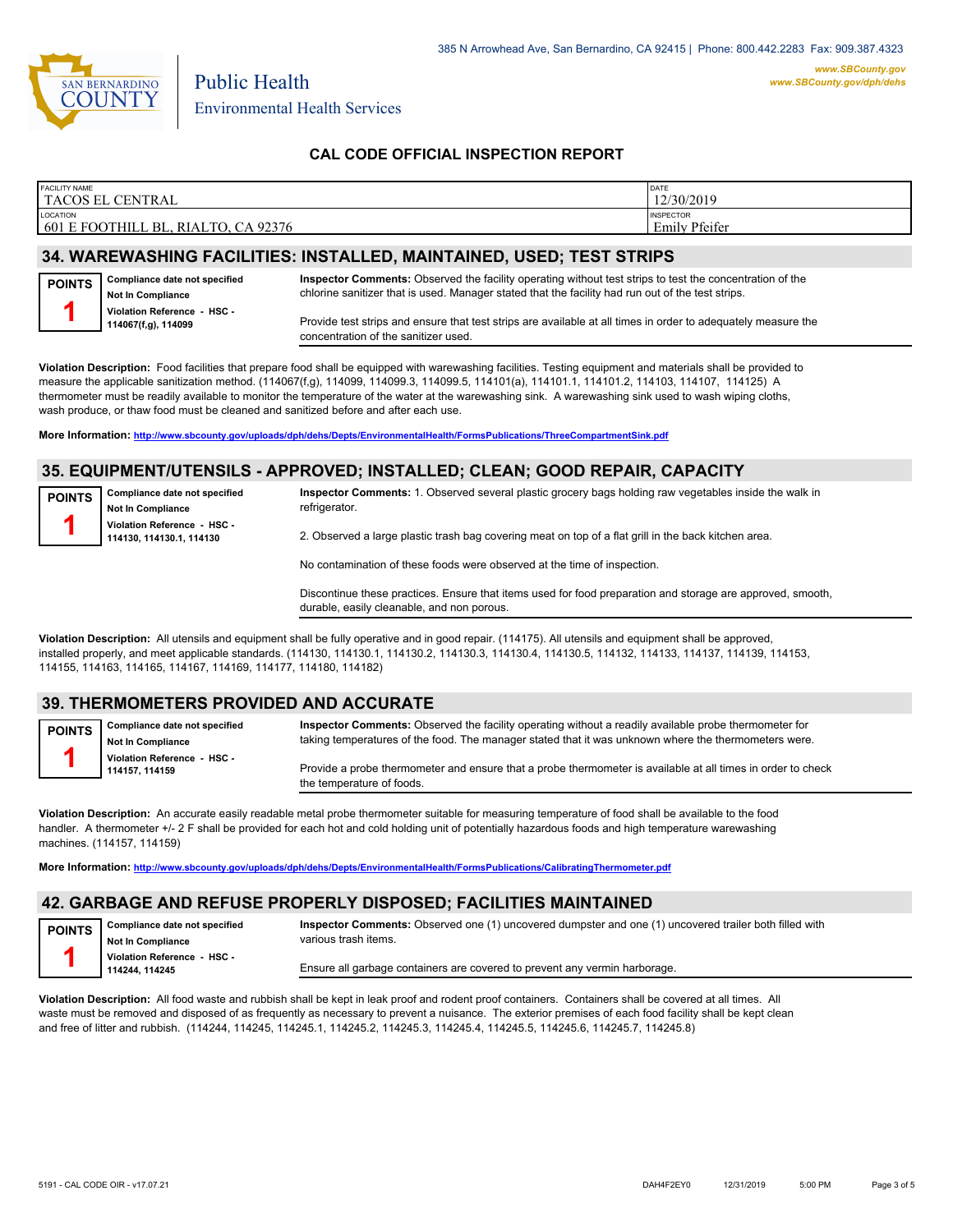CAL CODE OFFICIAL INSPECTION REPORT

| FACILITY NAME | DATE |
| --- | --- |
| TACOS EL CENTRAL | 12/30/2019 |
| **LOCATION** | **INSPECTOR** |
| 601 E FOOTHILL BL, RIALTO, CA 92376 | Emily Pfeifer |

## 34. WAREWASHING FACILITIES: INSTALLED, MAINTAINED, USED; TEST STRIPS

**POINTS** **1**

**Compliance date not specified**
**Not In Compliance**
**Violation Reference - HSC - 114067(f,g), 114099**

**Inspector Comments:** Observed the facility operating without test strips to test the concentration of the chlorine sanitizer that is used. Manager stated that the facility had run out of the test strips.

Provide test strips and ensure that test strips are available at all times in order to adequately measure the concentration of the sanitizer used.

**Violation Description:** Food facilities that prepare food shall be equipped with warewashing facilities. Testing equipment and materials shall be provided to measure the applicable sanitization method. (114067(f,g), 114099, 114099.3, 114099.5, 114101(a), 114101.1, 114101.2, 114103, 114107, 114125) A thermometer must be readily available to monitor the temperature of the water at the warewashing sink. A warewashing sink used to wash wiping cloths, wash produce, or thaw food must be cleaned and sanitized before and after each use.

**More Information:** http://www.sbcounty.gov/uploads/dph/dehs/Depts/EnvironmentalHealth/FormsPublications/ThreeCompartmentSink.pdf

## 35. EQUIPMENT/UTENSILS - APPROVED; INSTALLED; CLEAN; GOOD REPAIR, CAPACITY

**POINTS** **1**

**Compliance date not specified**
**Not In Compliance**
**Violation Reference - HSC - 114130, 114130.1, 114130**

**Inspector Comments:** 1. Observed several plastic grocery bags holding raw vegetables inside the walk in refrigerator.

2. Observed a large plastic trash bag covering meat on top of a flat grill in the back kitchen area.

No contamination of these foods were observed at the time of inspection.

Discontinue these practices. Ensure that items used for food preparation and storage are approved, smooth, durable, easily cleanable, and non porous.

**Violation Description:** All utensils and equipment shall be fully operative and in good repair. (114175). All utensils and equipment shall be approved, installed properly, and meet applicable standards. (114130, 114130.1, 114130.2, 114130.3, 114130.4, 114130.5, 114132, 114133, 114137, 114139, 114153, 114155, 114163, 114165, 114167, 114169, 114177, 114180, 114182)

## 39. THERMOMETERS PROVIDED AND ACCURATE

**POINTS** **1**

**Compliance date not specified**
**Not In Compliance**
**Violation Reference - HSC - 114157, 114159**

**Inspector Comments:** Observed the facility operating without a readily available probe thermometer for taking temperatures of the food. The manager stated that it was unknown where the thermometers were.

Provide a probe thermometer and ensure that a probe thermometer is available at all times in order to check the temperature of foods.

**Violation Description:** An accurate easily readable metal probe thermometer suitable for measuring temperature of food shall be available to the food handler. A thermometer +/- 2 F shall be provided for each hot and cold holding unit of potentially hazardous foods and high temperature warewashing machines. (114157, 114159)

**More Information:** http://www.sbcounty.gov/uploads/dph/dehs/Depts/EnvironmentalHealth/FormsPublications/CalibratingThermometer.pdf

## 42. GARBAGE AND REFUSE PROPERLY DISPOSED; FACILITIES MAINTAINED

**POINTS** **1**

**Compliance date not specified**
**Not In Compliance**
**Violation Reference - HSC - 114244, 114245**

**Inspector Comments:** Observed one (1) uncovered dumpster and one (1) uncovered trailer both filled with various trash items.

Ensure all garbage containers are covered to prevent any vermin harborage.

**Violation Description:** All food waste and rubbish shall be kept in leak proof and rodent proof containers. Containers shall be covered at all times. All waste must be removed and disposed of as frequently as necessary to prevent a nuisance. The exterior premises of each food facility shall be kept clean and free of litter and rubbish. (114244, 114245, 114245.1, 114245.2, 114245.3, 114245.4, 114245.5, 114245.6, 114245.7, 114245.8)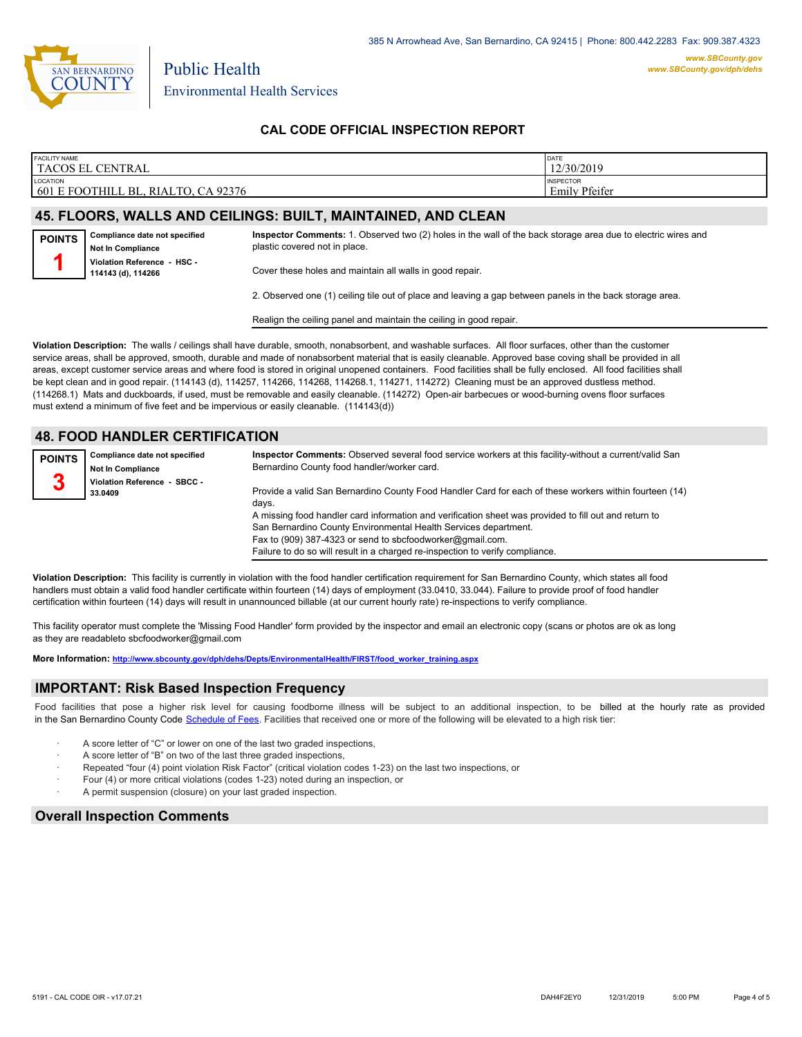385 N Arrowhead Ave, San Bernardino, CA 92415 | Phone: 800.442.2283 Fax: 909.387.4323

www.SBCounty.gov
www.SBCounty.gov/dph/dehs

Public Health
Environmental Health Services

## CAL CODE OFFICIAL INSPECTION REPORT

| FACILITY NAME | DATE |
|---|---|
| TACOS EL CENTRAL | 12/30/2019 |
| **LOCATION** | **INSPECTOR** |
| 601 E FOOTHILL BL, RIALTO, CA 92376 | Emily Pfeifer |

## 45. FLOORS, WALLS AND CEILINGS: BUILT, MAINTAINED, AND CLEAN

**POINTS 1**

**Compliance date not specified**
**Not In Compliance**
**Violation Reference - HSC - 114143 (d), 114266**

**Inspector Comments:** 1. Observed two (2) holes in the wall of the back storage area due to electric wires and plastic covered not in place.

Cover these holes and maintain all walls in good repair.

2. Observed one (1) ceiling tile out of place and leaving a gap between panels in the back storage area.

Realign the ceiling panel and maintain the ceiling in good repair.

**Violation Description:** The walls / ceilings shall have durable, smooth, nonabsorbent, and washable surfaces. All floor surfaces, other than the customer service areas, shall be approved, smooth, durable and made of nonabsorbent material that is easily cleanable. Approved base coving shall be provided in all areas, except customer service areas and where food is stored in original unopened containers. Food facilities shall be fully enclosed. All food facilities shall be kept clean and in good repair. (114143 (d), 114257, 114266, 114268, 114268.1, 114271, 114272) Cleaning must be an approved dustless method. (114268.1) Mats and duckboards, if used, must be removable and easily cleanable. (114272) Open-air barbecues or wood-burning ovens floor surfaces must extend a minimum of five feet and be impervious or easily cleanable. (114143(d))

## 48. FOOD HANDLER CERTIFICATION

**POINTS 3**

**Compliance date not specified**
**Not In Compliance**
**Violation Reference - SBCC - 33.0409**

**Inspector Comments:** Observed several food service workers at this facility-without a current/valid San Bernardino County food handler/worker card.

Provide a valid San Bernardino County Food Handler Card for each of these workers within fourteen (14) days.
A missing food handler card information and verification sheet was provided to fill out and return to San Bernardino County Environmental Health Services department.
Fax to (909) 387-4323 or send to sbcfoodworker@gmail.com.
Failure to do so will result in a charged re-inspection to verify compliance.

**Violation Description:** This facility is currently in violation with the food handler certification requirement for San Bernardino County, which states all food handlers must obtain a valid food handler certificate within fourteen (14) days of employment (33.0410, 33.044). Failure to provide proof of food handler certification within fourteen (14) days will result in unannounced billable (at our current hourly rate) re-inspections to verify compliance.

This facility operator must complete the 'Missing Food Handler' form provided by the inspector and email an electronic copy (scans or photos are ok as long as they are readableto sbcfoodworker@gmail.com

**More Information:** http://www.sbcounty.gov/dph/dehs/Depts/EnvironmentalHealth/FIRST/food_worker_training.aspx

## IMPORTANT: Risk Based Inspection Frequency

Food facilities that pose a higher risk level for causing foodborne illness will be subject to an additional inspection, to be billed at the hourly rate as provided in the San Bernardino County Code Schedule of Fees. Facilities that received one or more of the following will be elevated to a high risk tier:

- A score letter of "C" or lower on one of the last two graded inspections,
- A score letter of "B" on two of the last three graded inspections,
- Repeated "four (4) point violation Risk Factor" (critical violation codes 1-23) on the last two inspections, or
- Four (4) or more critical violations (codes 1-23) noted during an inspection, or
- A permit suspension (closure) on your last graded inspection.

## Overall Inspection Comments

5191 - CAL CODE OIR - v17.07.21 DAH4F2EY0 12/31/2019 5:00 PM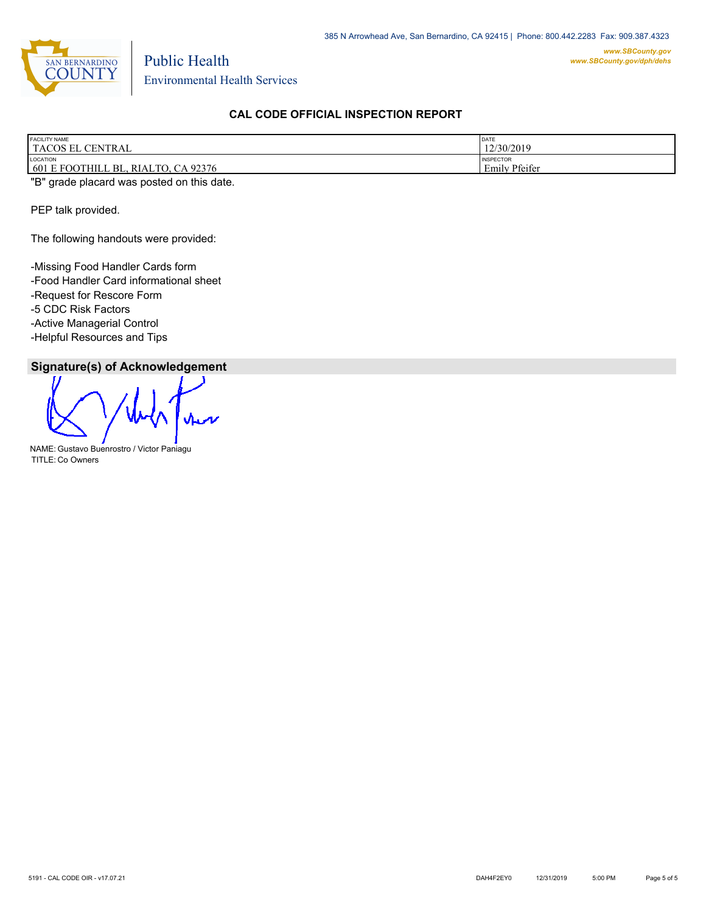385 N Arrowhead Ave, San Bernardino, CA 92415 | Phone: 800.442.2283 Fax: 909.387.4323

www.SBCounty.gov
www.SBCounty.gov/dph/dehs

Public Health
Environmental Health Services

## CAL CODE OFFICIAL INSPECTION REPORT

| FACILITY NAME | DATE |
|---|---|
| TACOS EL CENTRAL | 12/30/2019 |
| **LOCATION** | **INSPECTOR** |
| 601 E FOOTHILL BL, RIALTO, CA 92376 | Emily Pfeifer |

"B" grade placard was posted on this date.

PEP talk provided.

The following handouts were provided:

-Missing Food Handler Cards form
-Food Handler Card informational sheet
-Request for Rescore Form
-5 CDC Risk Factors
-Active Managerial Control
-Helpful Resources and Tips

### Signature(s) of Acknowledgement

NAME: Gustavo Buenrostro / Victor Paniagu
TITLE: Co Owners

5191 - CAL CODE OIR - v17.07.21 DAH4F2EY0 12/31/2019 5:00 PM